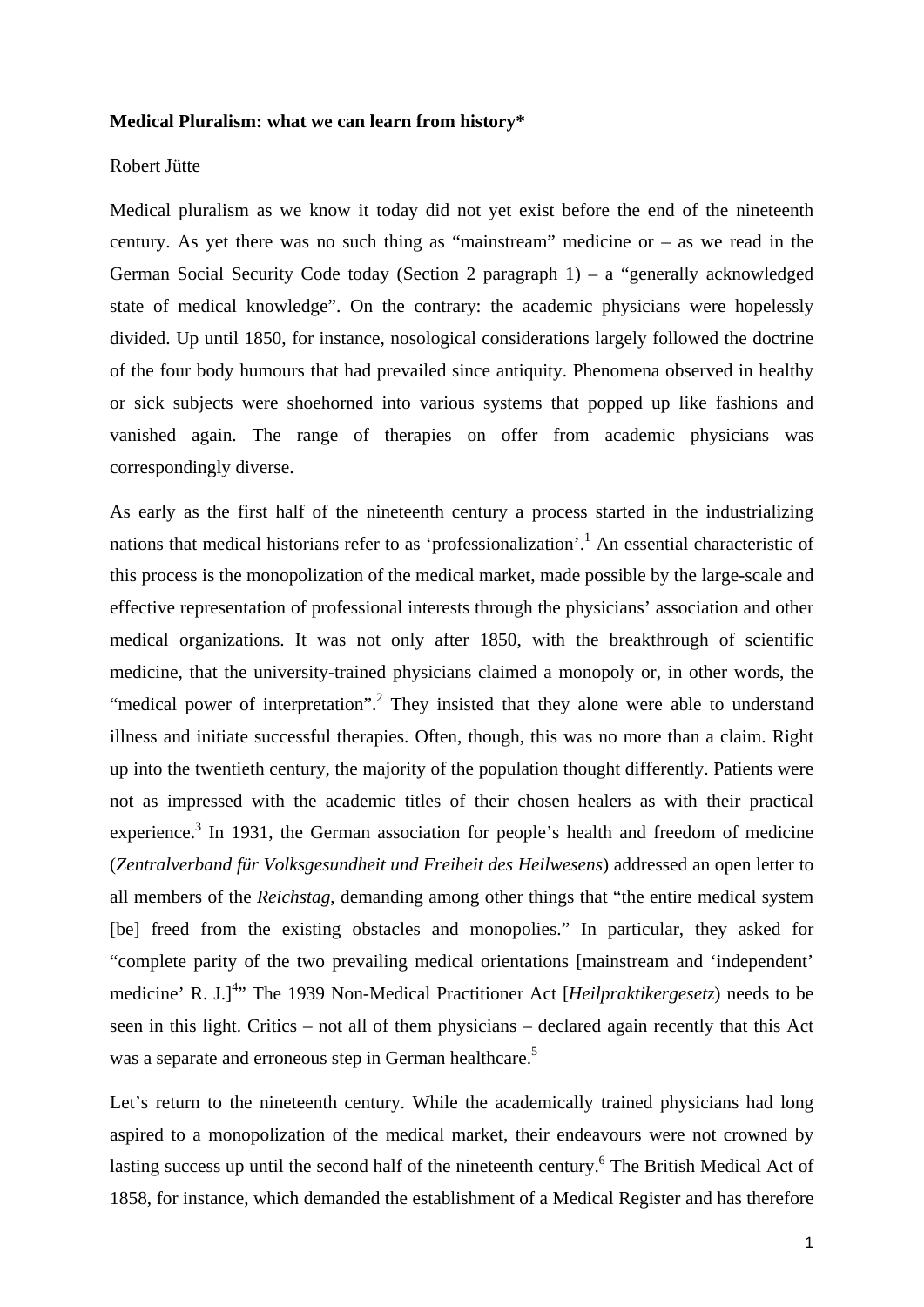**Medical Pluralism: what we can learn from history***

Robert Jütte

Medical pluralism as we know it today did not yet exist before the end of the nineteenth century. As yet there was no such thing as "mainstream" medicine or – as we read in the German Social Security Code today (Section 2 paragraph 1) – a "generally acknowledged state of medical knowledge". On the contrary: the academic physicians were hopelessly divided. Up until 1850, for instance, nosological considerations largely followed the doctrine of the four body humours that had prevailed since antiquity. Phenomena observed in healthy or sick subjects were shoehorned into various systems that popped up like fashions and vanished again. The range of therapies on offer from academic physicians was correspondingly diverse.

As early as the first half of the nineteenth century a process started in the industrializing nations that medical historians refer to as 'professionalization'.[1] An essential characteristic of this process is the monopolization of the medical market, made possible by the large-scale and effective representation of professional interests through the physicians' association and other medical organizations. It was not only after 1850, with the breakthrough of scientific medicine, that the university-trained physicians claimed a monopoly or, in other words, the "medical power of interpretation".[2] They insisted that they alone were able to understand illness and initiate successful therapies. Often, though, this was no more than a claim. Right up into the twentieth century, the majority of the population thought differently. Patients were not as impressed with the academic titles of their chosen healers as with their practical experience.[3] In 1931, the German association for people's health and freedom of medicine (*Zentralverband für Volksgesundheit und Freiheit des Heilwesens*) addressed an open letter to all members of the *Reichstag*, demanding among other things that "the entire medical system [be] freed from the existing obstacles and monopolies." In particular, they asked for "complete parity of the two prevailing medical orientations [mainstream and 'independent' medicine' R. J.][4]" The 1939 Non-Medical Practitioner Act [*Heilpraktikergesetz*) needs to be seen in this light. Critics – not all of them physicians – declared again recently that this Act was a separate and erroneous step in German healthcare.[5]

Let's return to the nineteenth century. While the academically trained physicians had long aspired to a monopolization of the medical market, their endeavours were not crowned by lasting success up until the second half of the nineteenth century.[6] The British Medical Act of 1858, for instance, which demanded the establishment of a Medical Register and has therefore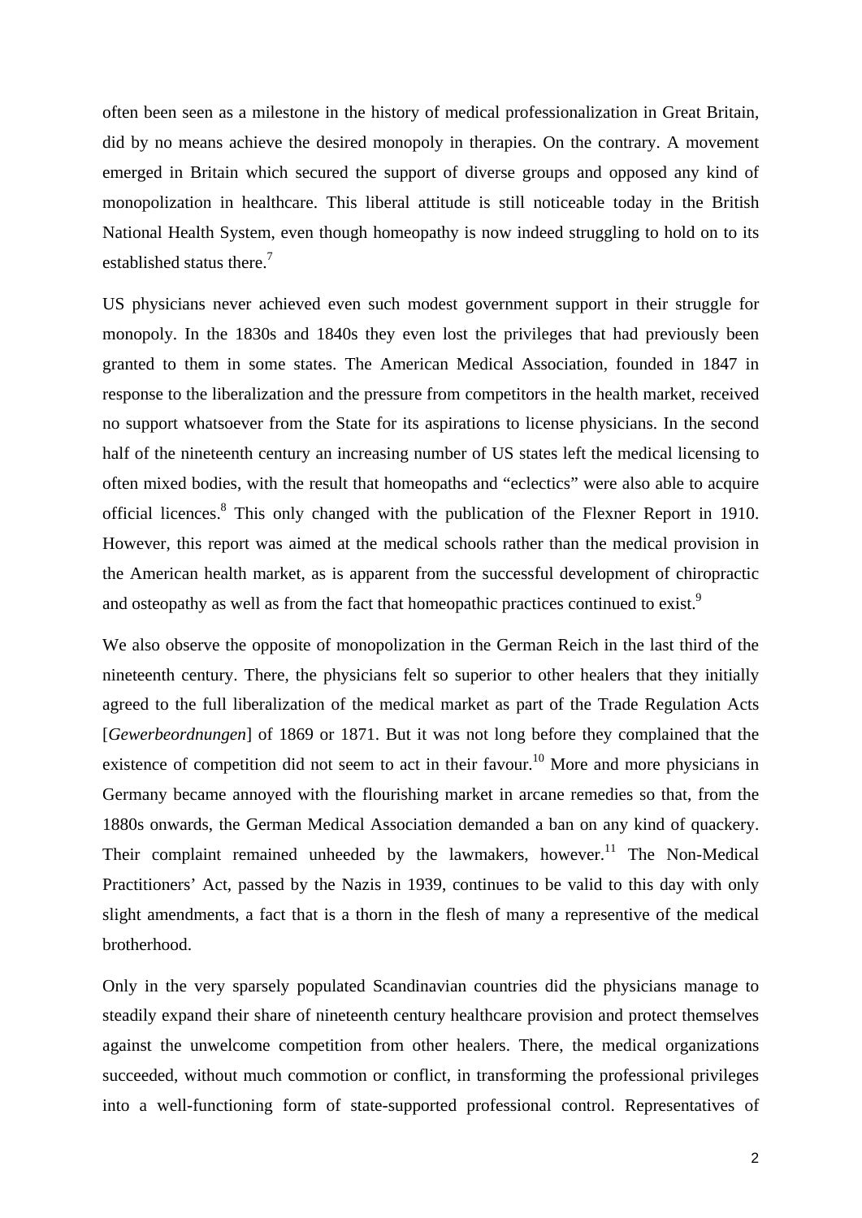often been seen as a milestone in the history of medical professionalization in Great Britain, did by no means achieve the desired monopoly in therapies. On the contrary. A movement emerged in Britain which secured the support of diverse groups and opposed any kind of monopolization in healthcare. This liberal attitude is still noticeable today in the British National Health System, even though homeopathy is now indeed struggling to hold on to its established status there.[7]

US physicians never achieved even such modest government support in their struggle for monopoly. In the 1830s and 1840s they even lost the privileges that had previously been granted to them in some states. The American Medical Association, founded in 1847 in response to the liberalization and the pressure from competitors in the health market, received no support whatsoever from the State for its aspirations to license physicians. In the second half of the nineteenth century an increasing number of US states left the medical licensing to often mixed bodies, with the result that homeopaths and "eclectics" were also able to acquire official licences.[8] This only changed with the publication of the Flexner Report in 1910. However, this report was aimed at the medical schools rather than the medical provision in the American health market, as is apparent from the successful development of chiropractic and osteopathy as well as from the fact that homeopathic practices continued to exist.[9]

We also observe the opposite of monopolization in the German Reich in the last third of the nineteenth century. There, the physicians felt so superior to other healers that they initially agreed to the full liberalization of the medical market as part of the Trade Regulation Acts [*Gewerbeordnungen*] of 1869 or 1871. But it was not long before they complained that the existence of competition did not seem to act in their favour.[10] More and more physicians in Germany became annoyed with the flourishing market in arcane remedies so that, from the 1880s onwards, the German Medical Association demanded a ban on any kind of quackery. Their complaint remained unheeded by the lawmakers, however.[11] The Non-Medical Practitioners' Act, passed by the Nazis in 1939, continues to be valid to this day with only slight amendments, a fact that is a thorn in the flesh of many a representive of the medical brotherhood.

Only in the very sparsely populated Scandinavian countries did the physicians manage to steadily expand their share of nineteenth century healthcare provision and protect themselves against the unwelcome competition from other healers. There, the medical organizations succeeded, without much commotion or conflict, in transforming the professional privileges into a well-functioning form of state-supported professional control. Representatives of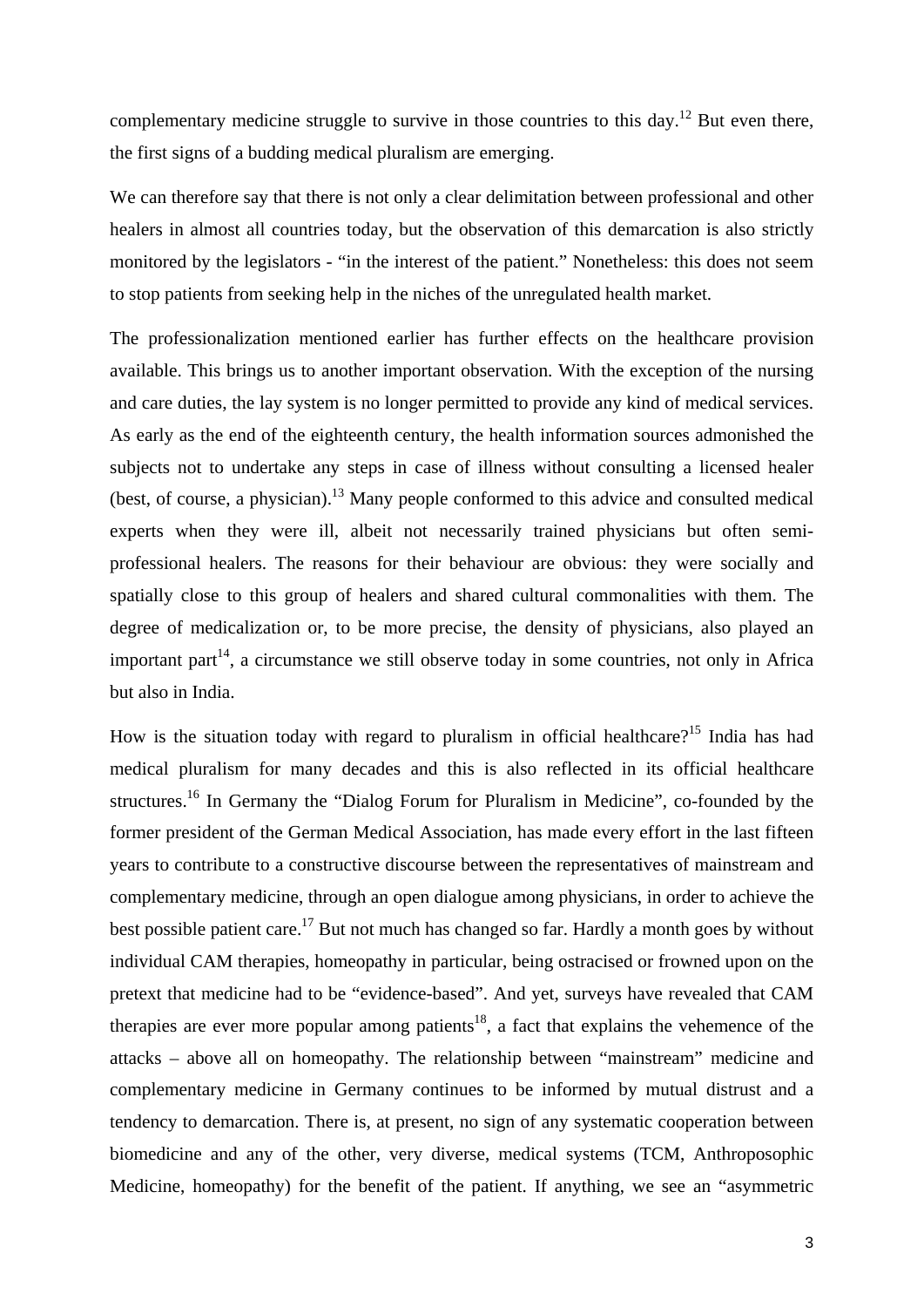complementary medicine struggle to survive in those countries to this day.[12] But even there, the first signs of a budding medical pluralism are emerging.

We can therefore say that there is not only a clear delimitation between professional and other healers in almost all countries today, but the observation of this demarcation is also strictly monitored by the legislators - "in the interest of the patient." Nonetheless: this does not seem to stop patients from seeking help in the niches of the unregulated health market.

The professionalization mentioned earlier has further effects on the healthcare provision available. This brings us to another important observation. With the exception of the nursing and care duties, the lay system is no longer permitted to provide any kind of medical services. As early as the end of the eighteenth century, the health information sources admonished the subjects not to undertake any steps in case of illness without consulting a licensed healer (best, of course, a physician).[13] Many people conformed to this advice and consulted medical experts when they were ill, albeit not necessarily trained physicians but often semi-professional healers. The reasons for their behaviour are obvious: they were socially and spatially close to this group of healers and shared cultural commonalities with them. The degree of medicalization or, to be more precise, the density of physicians, also played an important part[14], a circumstance we still observe today in some countries, not only in Africa but also in India.

How is the situation today with regard to pluralism in official healthcare?[15] India has had medical pluralism for many decades and this is also reflected in its official healthcare structures.[16] In Germany the "Dialog Forum for Pluralism in Medicine", co-founded by the former president of the German Medical Association, has made every effort in the last fifteen years to contribute to a constructive discourse between the representatives of mainstream and complementary medicine, through an open dialogue among physicians, in order to achieve the best possible patient care.[17] But not much has changed so far. Hardly a month goes by without individual CAM therapies, homeopathy in particular, being ostracised or frowned upon on the pretext that medicine had to be "evidence-based". And yet, surveys have revealed that CAM therapies are ever more popular among patients[18], a fact that explains the vehemence of the attacks – above all on homeopathy. The relationship between "mainstream" medicine and complementary medicine in Germany continues to be informed by mutual distrust and a tendency to demarcation. There is, at present, no sign of any systematic cooperation between biomedicine and any of the other, very diverse, medical systems (TCM, Anthroposophic Medicine, homeopathy) for the benefit of the patient. If anything, we see an "asymmetric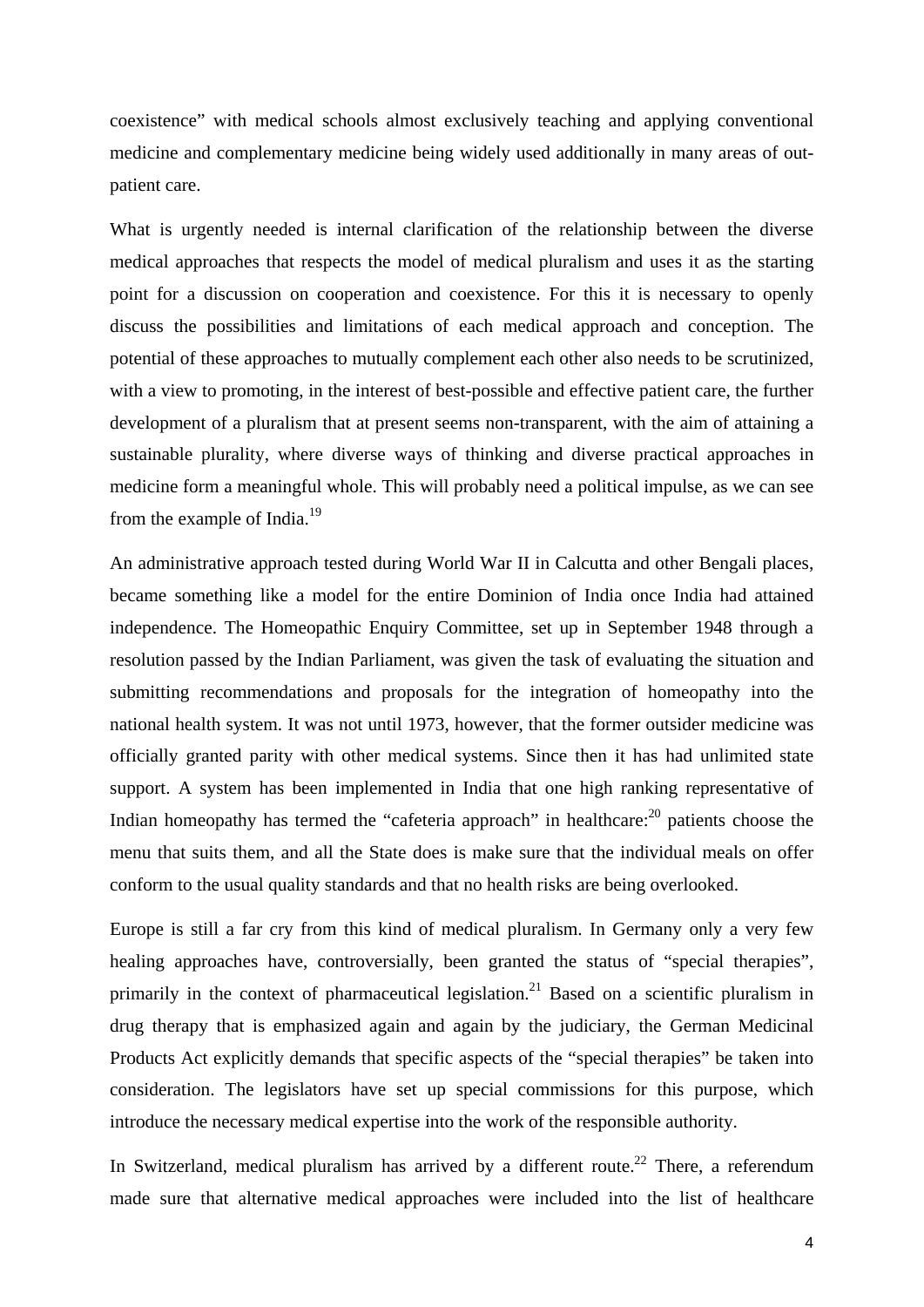coexistence" with medical schools almost exclusively teaching and applying conventional medicine and complementary medicine being widely used additionally in many areas of out-patient care.

What is urgently needed is internal clarification of the relationship between the diverse medical approaches that respects the model of medical pluralism and uses it as the starting point for a discussion on cooperation and coexistence. For this it is necessary to openly discuss the possibilities and limitations of each medical approach and conception. The potential of these approaches to mutually complement each other also needs to be scrutinized, with a view to promoting, in the interest of best-possible and effective patient care, the further development of a pluralism that at present seems non-transparent, with the aim of attaining a sustainable plurality, where diverse ways of thinking and diverse practical approaches in medicine form a meaningful whole. This will probably need a political impulse, as we can see from the example of India.[19]

An administrative approach tested during World War II in Calcutta and other Bengali places, became something like a model for the entire Dominion of India once India had attained independence. The Homeopathic Enquiry Committee, set up in September 1948 through a resolution passed by the Indian Parliament, was given the task of evaluating the situation and submitting recommendations and proposals for the integration of homeopathy into the national health system. It was not until 1973, however, that the former outsider medicine was officially granted parity with other medical systems. Since then it has had unlimited state support. A system has been implemented in India that one high ranking representative of Indian homeopathy has termed the "cafeteria approach" in healthcare:[20] patients choose the menu that suits them, and all the State does is make sure that the individual meals on offer conform to the usual quality standards and that no health risks are being overlooked.

Europe is still a far cry from this kind of medical pluralism. In Germany only a very few healing approaches have, controversially, been granted the status of "special therapies", primarily in the context of pharmaceutical legislation.[21] Based on a scientific pluralism in drug therapy that is emphasized again and again by the judiciary, the German Medicinal Products Act explicitly demands that specific aspects of the "special therapies" be taken into consideration. The legislators have set up special commissions for this purpose, which introduce the necessary medical expertise into the work of the responsible authority.

In Switzerland, medical pluralism has arrived by a different route.[22] There, a referendum made sure that alternative medical approaches were included into the list of healthcare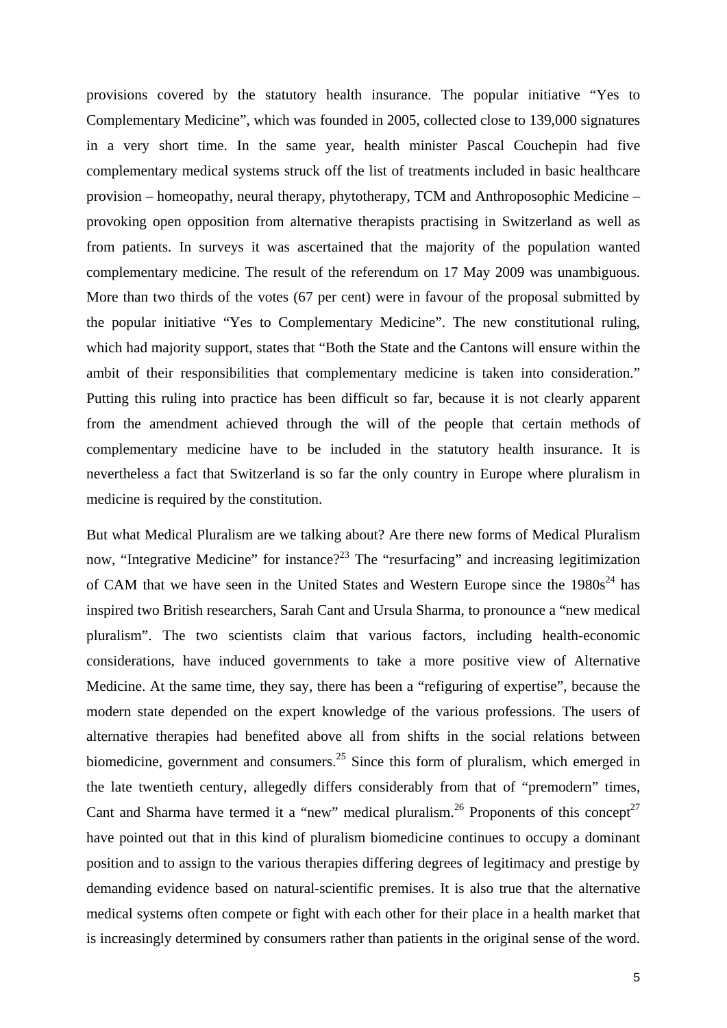provisions covered by the statutory health insurance. The popular initiative "Yes to Complementary Medicine", which was founded in 2005, collected close to 139,000 signatures in a very short time. In the same year, health minister Pascal Couchepin had five complementary medical systems struck off the list of treatments included in basic healthcare provision – homeopathy, neural therapy, phytotherapy, TCM and Anthroposophic Medicine – provoking open opposition from alternative therapists practising in Switzerland as well as from patients. In surveys it was ascertained that the majority of the population wanted complementary medicine. The result of the referendum on 17 May 2009 was unambiguous. More than two thirds of the votes (67 per cent) were in favour of the proposal submitted by the popular initiative "Yes to Complementary Medicine". The new constitutional ruling, which had majority support, states that "Both the State and the Cantons will ensure within the ambit of their responsibilities that complementary medicine is taken into consideration." Putting this ruling into practice has been difficult so far, because it is not clearly apparent from the amendment achieved through the will of the people that certain methods of complementary medicine have to be included in the statutory health insurance. It is nevertheless a fact that Switzerland is so far the only country in Europe where pluralism in medicine is required by the constitution.

But what Medical Pluralism are we talking about? Are there new forms of Medical Pluralism now, "Integrative Medicine" for instance?[23] The "resurfacing" and increasing legitimization of CAM that we have seen in the United States and Western Europe since the 1980s[24] has inspired two British researchers, Sarah Cant and Ursula Sharma, to pronounce a "new medical pluralism". The two scientists claim that various factors, including health-economic considerations, have induced governments to take a more positive view of Alternative Medicine. At the same time, they say, there has been a "refiguring of expertise", because the modern state depended on the expert knowledge of the various professions. The users of alternative therapies had benefited above all from shifts in the social relations between biomedicine, government and consumers.[25] Since this form of pluralism, which emerged in the late twentieth century, allegedly differs considerably from that of "premodern" times, Cant and Sharma have termed it a "new" medical pluralism.[26] Proponents of this concept[27] have pointed out that in this kind of pluralism biomedicine continues to occupy a dominant position and to assign to the various therapies differing degrees of legitimacy and prestige by demanding evidence based on natural-scientific premises. It is also true that the alternative medical systems often compete or fight with each other for their place in a health market that is increasingly determined by consumers rather than patients in the original sense of the word.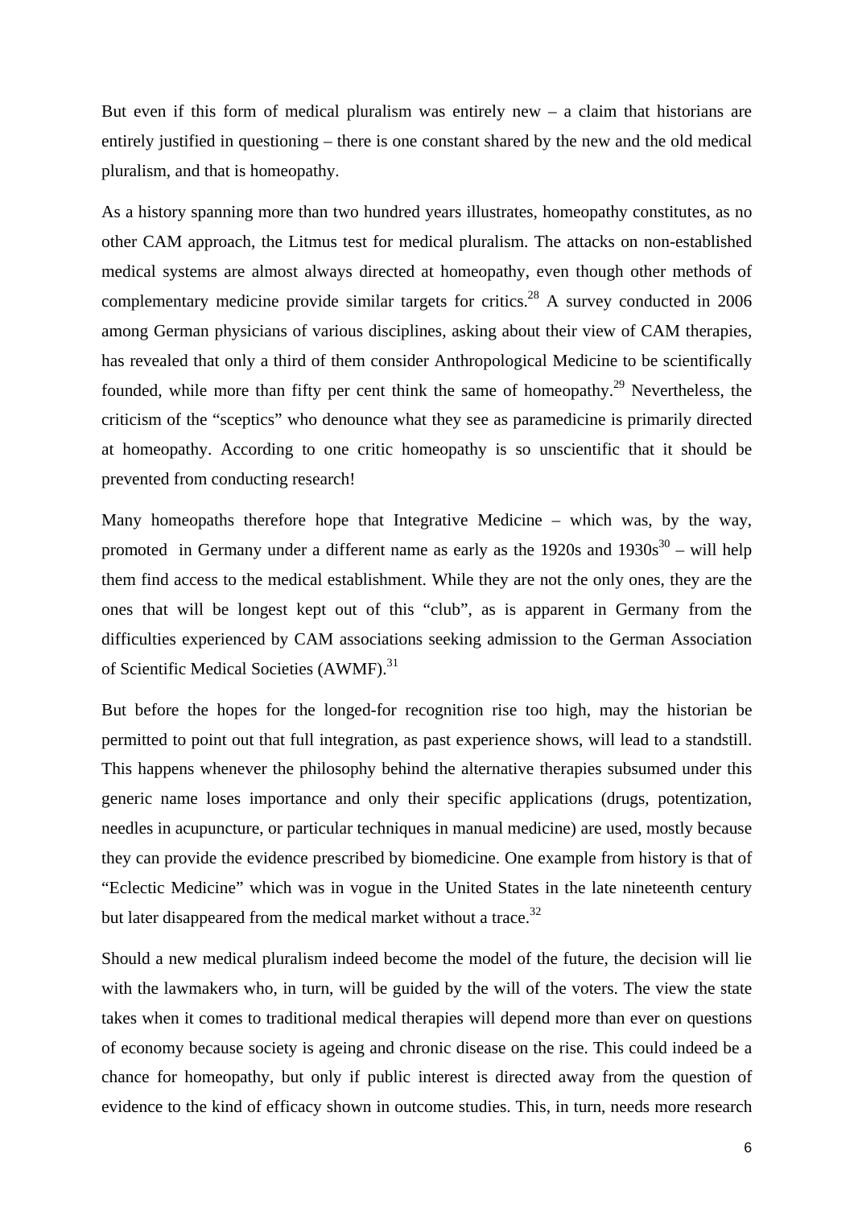But even if this form of medical pluralism was entirely new – a claim that historians are entirely justified in questioning – there is one constant shared by the new and the old medical pluralism, and that is homeopathy.

As a history spanning more than two hundred years illustrates, homeopathy constitutes, as no other CAM approach, the Litmus test for medical pluralism. The attacks on non-established medical systems are almost always directed at homeopathy, even though other methods of complementary medicine provide similar targets for critics.[28] A survey conducted in 2006 among German physicians of various disciplines, asking about their view of CAM therapies, has revealed that only a third of them consider Anthropological Medicine to be scientifically founded, while more than fifty per cent think the same of homeopathy.[29] Nevertheless, the criticism of the "sceptics" who denounce what they see as paramedicine is primarily directed at homeopathy. According to one critic homeopathy is so unscientific that it should be prevented from conducting research!

Many homeopaths therefore hope that Integrative Medicine – which was, by the way, promoted in Germany under a different name as early as the 1920s and 1930s[30] – will help them find access to the medical establishment. While they are not the only ones, they are the ones that will be longest kept out of this "club", as is apparent in Germany from the difficulties experienced by CAM associations seeking admission to the German Association of Scientific Medical Societies (AWMF).[31]

But before the hopes for the longed-for recognition rise too high, may the historian be permitted to point out that full integration, as past experience shows, will lead to a standstill. This happens whenever the philosophy behind the alternative therapies subsumed under this generic name loses importance and only their specific applications (drugs, potentization, needles in acupuncture, or particular techniques in manual medicine) are used, mostly because they can provide the evidence prescribed by biomedicine. One example from history is that of "Eclectic Medicine" which was in vogue in the United States in the late nineteenth century but later disappeared from the medical market without a trace.[32]

Should a new medical pluralism indeed become the model of the future, the decision will lie with the lawmakers who, in turn, will be guided by the will of the voters. The view the state takes when it comes to traditional medical therapies will depend more than ever on questions of economy because society is ageing and chronic disease on the rise. This could indeed be a chance for homeopathy, but only if public interest is directed away from the question of evidence to the kind of efficacy shown in outcome studies. This, in turn, needs more research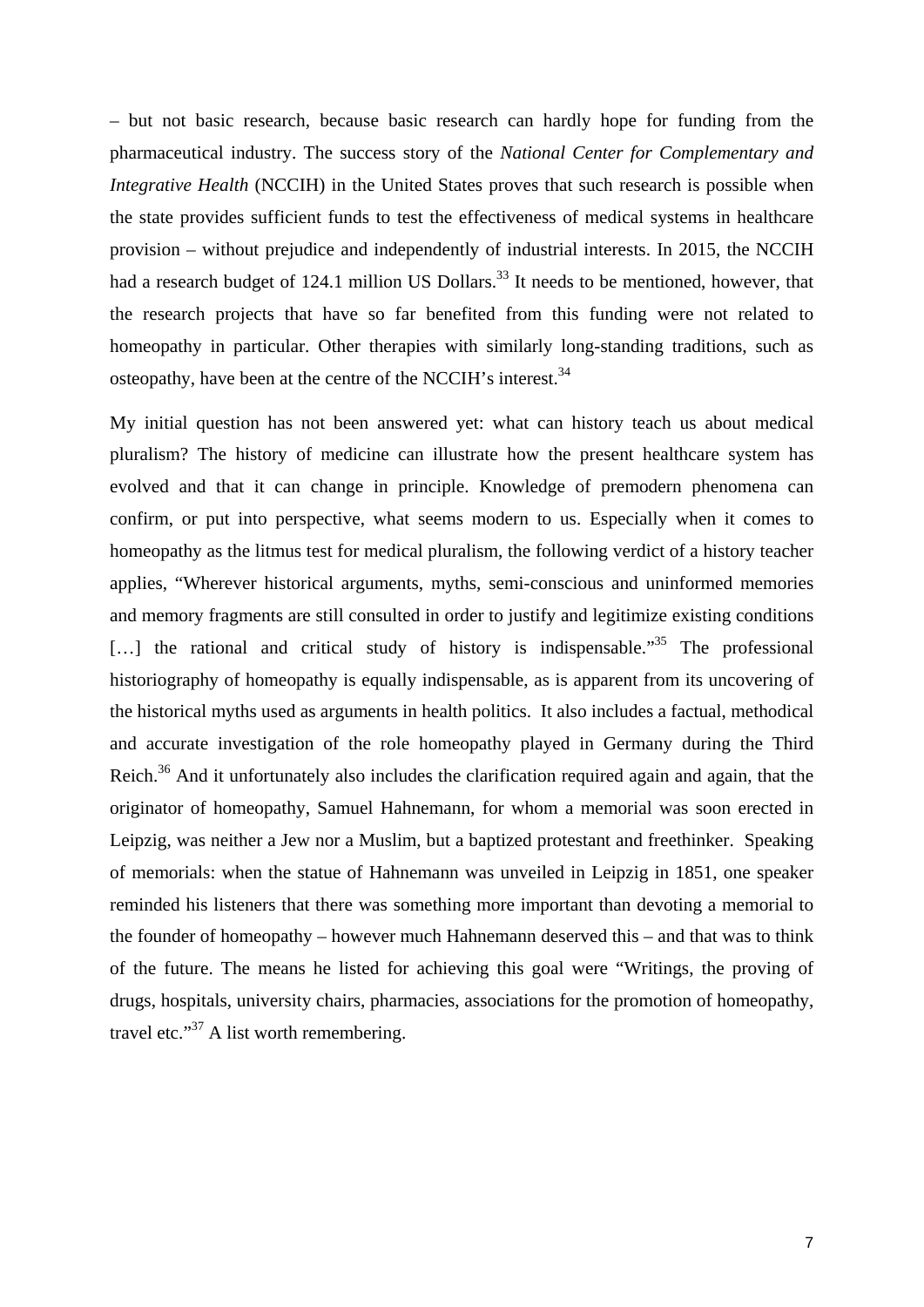– but not basic research, because basic research can hardly hope for funding from the pharmaceutical industry. The success story of the *National Center for Complementary and Integrative Health* (NCCIH) in the United States proves that such research is possible when the state provides sufficient funds to test the effectiveness of medical systems in healthcare provision – without prejudice and independently of industrial interests. In 2015, the NCCIH had a research budget of 124.1 million US Dollars.[33] It needs to be mentioned, however, that the research projects that have so far benefited from this funding were not related to homeopathy in particular. Other therapies with similarly long-standing traditions, such as osteopathy, have been at the centre of the NCCIH's interest.[34]

My initial question has not been answered yet: what can history teach us about medical pluralism? The history of medicine can illustrate how the present healthcare system has evolved and that it can change in principle. Knowledge of premodern phenomena can confirm, or put into perspective, what seems modern to us. Especially when it comes to homeopathy as the litmus test for medical pluralism, the following verdict of a history teacher applies, "Wherever historical arguments, myths, semi-conscious and uninformed memories and memory fragments are still consulted in order to justify and legitimize existing conditions […] the rational and critical study of history is indispensable."[35] The professional historiography of homeopathy is equally indispensable, as is apparent from its uncovering of the historical myths used as arguments in health politics. It also includes a factual, methodical and accurate investigation of the role homeopathy played in Germany during the Third Reich.[36] And it unfortunately also includes the clarification required again and again, that the originator of homeopathy, Samuel Hahnemann, for whom a memorial was soon erected in Leipzig, was neither a Jew nor a Muslim, but a baptized protestant and freethinker. Speaking of memorials: when the statue of Hahnemann was unveiled in Leipzig in 1851, one speaker reminded his listeners that there was something more important than devoting a memorial to the founder of homeopathy – however much Hahnemann deserved this – and that was to think of the future. The means he listed for achieving this goal were "Writings, the proving of drugs, hospitals, university chairs, pharmacies, associations for the promotion of homeopathy, travel etc."[37] A list worth remembering.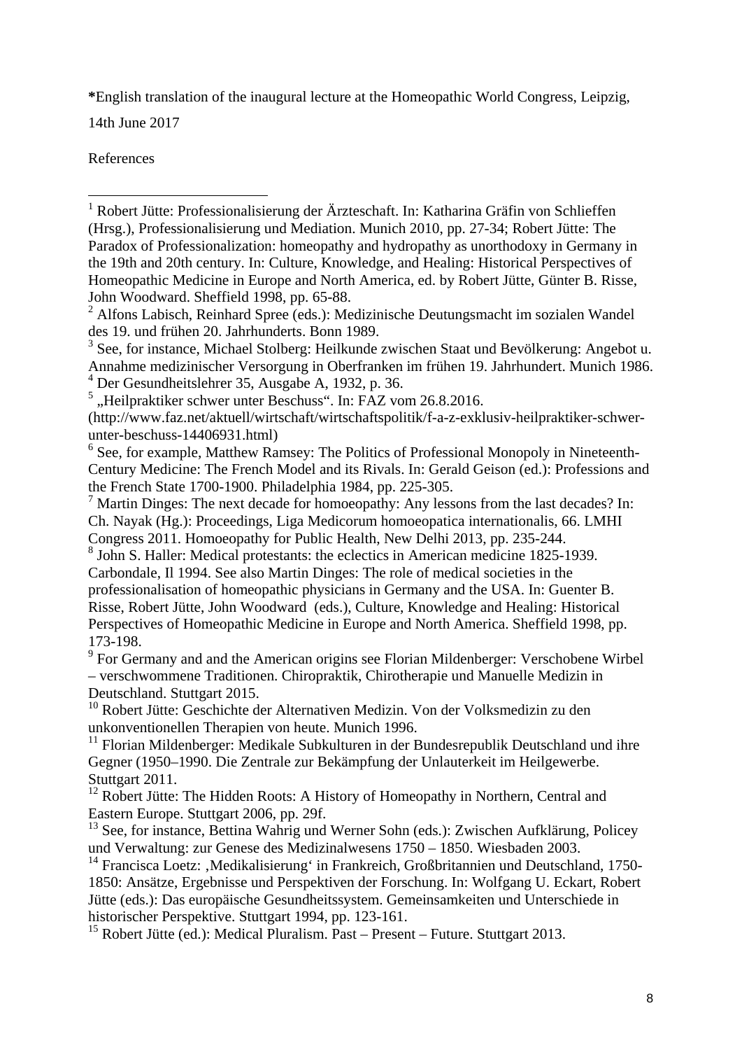***English translation of the inaugural lecture at the Homeopathic World Congress, Leipzig, 14th June 2017**

References

---

[1] Robert Jütte: Professionalisierung der Ärzteschaft. In: Katharina Gräfin von Schlieffen (Hrsg.), Professionalisierung und Mediation. Munich 2010, pp. 27-34; Robert Jütte: The Paradox of Professionalization: homeopathy and hydropathy as unorthodoxy in Germany in the 19th and 20th century. In: Culture, Knowledge, and Healing: Historical Perspectives of Homeopathic Medicine in Europe and North America, ed. by Robert Jütte, Günter B. Risse, John Woodward. Sheffield 1998, pp. 65-88.

[2] Alfons Labisch, Reinhard Spree (eds.): Medizinische Deutungsmacht im sozialen Wandel des 19. und frühen 20. Jahrhunderts. Bonn 1989.

[3] See, for instance, Michael Stolberg: Heilkunde zwischen Staat und Bevölkerung: Angebot u. Annahme medizinischer Versorgung in Oberfranken im frühen 19. Jahrhundert. Munich 1986.

[4] Der Gesundheitslehrer 35, Ausgabe A, 1932, p. 36.

[5] „Heilpraktiker schwer unter Beschuss". In: FAZ vom 26.8.2016. (http://www.faz.net/aktuell/wirtschaft/wirtschaftspolitik/f-a-z-exklusiv-heilpraktiker-schwer-unter-beschuss-14406931.html)

[6] See, for example, Matthew Ramsey: The Politics of Professional Monopoly in Nineteenth-Century Medicine: The French Model and its Rivals. In: Gerald Geison (ed.): Professions and the French State 1700-1900. Philadelphia 1984, pp. 225-305.

[7] Martin Dinges: The next decade for homoeopathy: Any lessons from the last decades? In: Ch. Nayak (Hg.): Proceedings, Liga Medicorum homoeopatica internationalis, 66. LMHI Congress 2011. Homoeopathy for Public Health, New Delhi 2013, pp. 235-244.

[8] John S. Haller: Medical protestants: the eclectics in American medicine 1825-1939. Carbondale, Il 1994. See also Martin Dinges: The role of medical societies in the professionalisation of homeopathic physicians in Germany and the USA. In: Guenter B. Risse, Robert Jütte, John Woodward (eds.), Culture, Knowledge and Healing: Historical Perspectives of Homeopathic Medicine in Europe and North America. Sheffield 1998, pp. 173-198.

[9] For Germany and and the American origins see Florian Mildenberger: Verschobene Wirbel – verschwommene Traditionen. Chiropraktik, Chirotherapie und Manuelle Medizin in Deutschland. Stuttgart 2015.

[10] Robert Jütte: Geschichte der Alternativen Medizin. Von der Volksmedizin zu den unkonventionellen Therapien von heute. Munich 1996.

[11] Florian Mildenberger: Medikale Subkulturen in der Bundesrepublik Deutschland und ihre Gegner (1950–1990. Die Zentrale zur Bekämpfung der Unlauterkeit im Heilgewerbe. Stuttgart 2011.

[12] Robert Jütte: The Hidden Roots: A History of Homeopathy in Northern, Central and Eastern Europe. Stuttgart 2006, pp. 29f.

[13] See, for instance, Bettina Wahrig und Werner Sohn (eds.): Zwischen Aufklärung, Policey und Verwaltung: zur Genese des Medizinalwesens 1750 – 1850. Wiesbaden 2003.

[14] Francisca Loetz: ‚Medikalisierung' in Frankreich, Großbritannien und Deutschland, 1750-1850: Ansätze, Ergebnisse und Perspektiven der Forschung. In: Wolfgang U. Eckart, Robert Jütte (eds.): Das europäische Gesundheitssystem. Gemeinsamkeiten und Unterschiede in historischer Perspektive. Stuttgart 1994, pp. 123-161.

[15] Robert Jütte (ed.): Medical Pluralism. Past – Present – Future. Stuttgart 2013.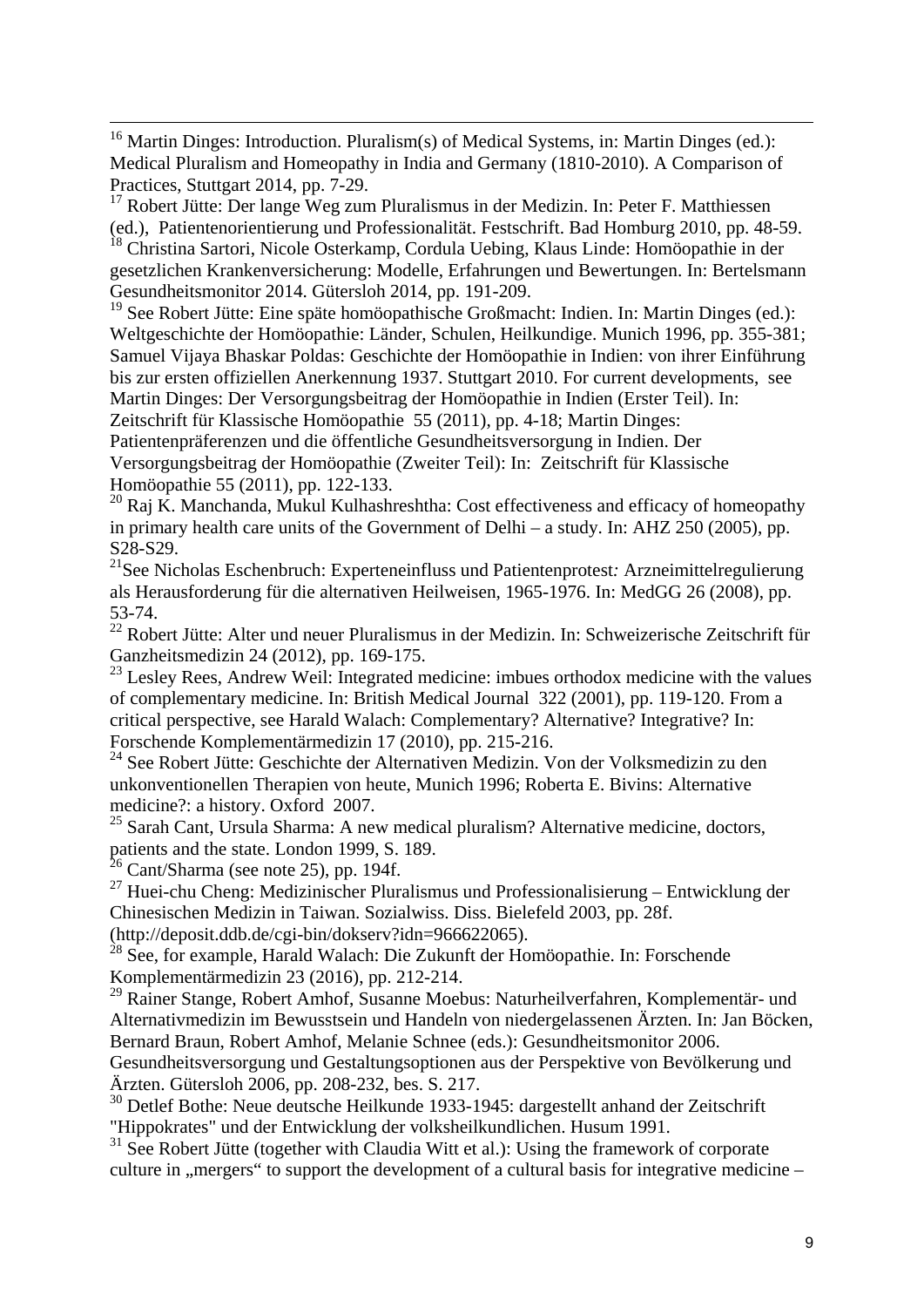[16] Martin Dinges: Introduction. Pluralism(s) of Medical Systems, in: Martin Dinges (ed.): Medical Pluralism and Homeopathy in India and Germany (1810-2010). A Comparison of Practices, Stuttgart 2014, pp. 7-29.

[17] Robert Jütte: Der lange Weg zum Pluralismus in der Medizin. In: Peter F. Matthiessen (ed.), Patientenorientierung und Professionalität. Festschrift. Bad Homburg 2010, pp. 48-59.

[18] Christina Sartori, Nicole Osterkamp, Cordula Uebing, Klaus Linde: Homöopathie in der gesetzlichen Krankenversicherung: Modelle, Erfahrungen und Bewertungen. In: Bertelsmann Gesundheitsmonitor 2014. Gütersloh 2014, pp. 191-209.

[19] See Robert Jütte: Eine späte homöopathische Großmacht: Indien. In: Martin Dinges (ed.): Weltgeschichte der Homöopathie: Länder, Schulen, Heilkundige. Munich 1996, pp. 355-381; Samuel Vijaya Bhaskar Poldas: Geschichte der Homöopathie in Indien: von ihrer Einführung bis zur ersten offiziellen Anerkennung 1937. Stuttgart 2010. For current developments, see Martin Dinges: Der Versorgungsbeitrag der Homöopathie in Indien (Erster Teil). In: Zeitschrift für Klassische Homöopathie 55 (2011), pp. 4-18; Martin Dinges: Patientenpräferenzen und die öffentliche Gesundheitsversorgung in Indien. Der Versorgungsbeitrag der Homöopathie (Zweiter Teil): In: Zeitschrift für Klassische Homöopathie 55 (2011), pp. 122-133.

[20] Raj K. Manchanda, Mukul Kulhashreshtha: Cost effectiveness and efficacy of homeopathy in primary health care units of the Government of Delhi – a study. In: AHZ 250 (2005), pp. S28-S29.

[21] See Nicholas Eschenbruch: Experteneinfluss und Patientenprotest*:* Arzneimittelregulierung als Herausforderung für die alternativen Heilweisen, 1965-1976. In: MedGG 26 (2008), pp. 53-74.

[22] Robert Jütte: Alter und neuer Pluralismus in der Medizin. In: Schweizerische Zeitschrift für Ganzheitsmedizin 24 (2012), pp. 169-175.

[23] Lesley Rees, Andrew Weil: Integrated medicine: imbues orthodox medicine with the values of complementary medicine. In: British Medical Journal 322 (2001), pp. 119-120. From a critical perspective, see Harald Walach: Complementary? Alternative? Integrative? In: Forschende Komplementärmedizin 17 (2010), pp. 215-216.

[24] See Robert Jütte: Geschichte der Alternativen Medizin. Von der Volksmedizin zu den unkonventionellen Therapien von heute, Munich 1996; Roberta E. Bivins: Alternative medicine?: a history. Oxford 2007.

[25] Sarah Cant, Ursula Sharma: A new medical pluralism? Alternative medicine, doctors, patients and the state. London 1999, S. 189.

[26] Cant/Sharma (see note 25), pp. 194f.

[27] Huei-chu Cheng: Medizinischer Pluralismus und Professionalisierung – Entwicklung der Chinesischen Medizin in Taiwan. Sozialwiss. Diss. Bielefeld 2003, pp. 28f. (http://deposit.ddb.de/cgi-bin/dokserv?idn=966622065).

[28] See, for example, Harald Walach: Die Zukunft der Homöopathie. In: Forschende Komplementärmedizin 23 (2016), pp. 212-214.

[29] Rainer Stange, Robert Amhof, Susanne Moebus: Naturheilverfahren, Komplementär- und Alternativmedizin im Bewusstsein und Handeln von niedergelassenen Ärzten. In: Jan Böcken, Bernard Braun, Robert Amhof, Melanie Schnee (eds.): Gesundheitsmonitor 2006. Gesundheitsversorgung und Gestaltungsoptionen aus der Perspektive von Bevölkerung und Ärzten. Gütersloh 2006, pp. 208-232, bes. S. 217.

[30] Detlef Bothe: Neue deutsche Heilkunde 1933-1945: dargestellt anhand der Zeitschrift "Hippokrates" und der Entwicklung der volksheilkundlichen. Husum 1991.

[31] See Robert Jütte (together with Claudia Witt et al.): Using the framework of corporate culture in „mergers" to support the development of a cultural basis for integrative medicine –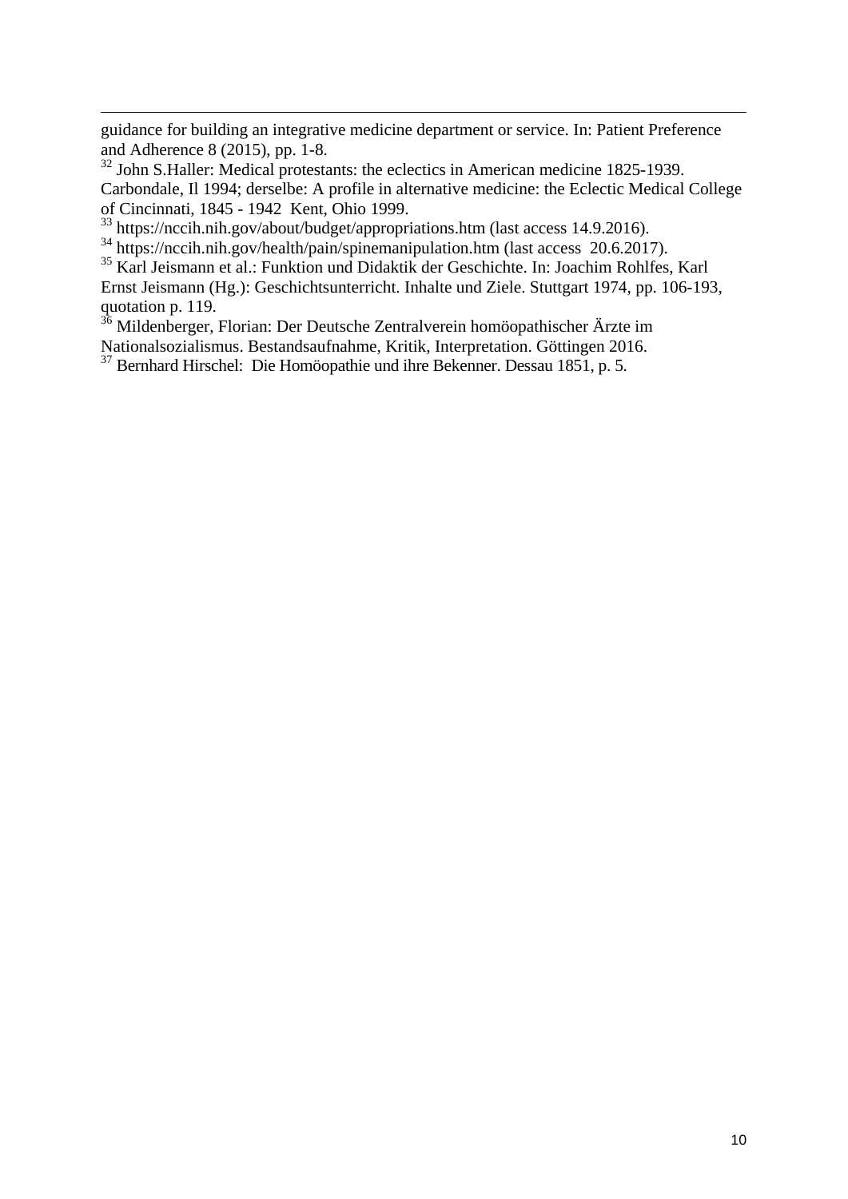guidance for building an integrative medicine department or service. In: Patient Preference and Adherence 8 (2015), pp. 1-8.

[32] John S.Haller: Medical protestants: the eclectics in American medicine 1825-1939. Carbondale, Il 1994; derselbe: A profile in alternative medicine: the Eclectic Medical College of Cincinnati, 1845 - 1942 Kent, Ohio 1999.

[33] https://nccih.nih.gov/about/budget/appropriations.htm (last access 14.9.2016).

[34] https://nccih.nih.gov/health/pain/spinemanipulation.htm (last access 20.6.2017).

[35] Karl Jeismann et al.: Funktion und Didaktik der Geschichte. In: Joachim Rohlfes, Karl Ernst Jeismann (Hg.): Geschichtsunterricht. Inhalte und Ziele. Stuttgart 1974, pp. 106-193, quotation p. 119.

[36] Mildenberger, Florian: Der Deutsche Zentralverein homöopathischer Ärzte im Nationalsozialismus. Bestandsaufnahme, Kritik, Interpretation. Göttingen 2016.

[37] Bernhard Hirschel: Die Homöopathie und ihre Bekenner. Dessau 1851, p. 5.